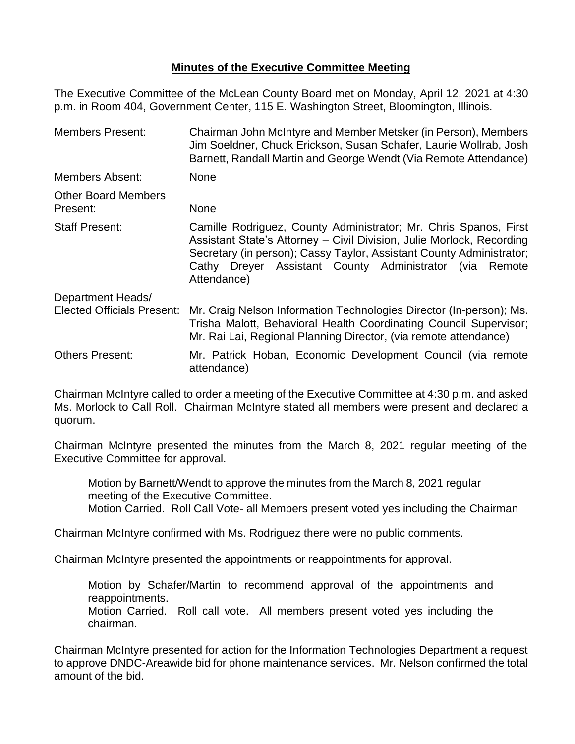# Minutes of the Executive Committee Meeting

The Executive Committee of the McLean County Board met on Monday, April 12, 2021 at 4:30 p.m. in Room 404, Government Center, 115 E. Washington Street, Bloomington, Illinois.

| | |
|---|---|
| Members Present: | Chairman John McIntyre and Member Metsker (in Person), Members Jim Soeldner, Chuck Erickson, Susan Schafer, Laurie Wollrab, Josh Barnett, Randall Martin and George Wendt (Via Remote Attendance) |
| Members Absent: | None |
| Other Board Members Present: | None |
| Staff Present: | Camille Rodriguez, County Administrator; Mr. Chris Spanos, First Assistant State's Attorney – Civil Division, Julie Morlock, Recording Secretary (in person); Cassy Taylor, Assistant County Administrator; Cathy Dreyer Assistant County Administrator (via Remote Attendance) |
| Department Heads/ Elected Officials Present: | Mr. Craig Nelson Information Technologies Director (In-person); Ms. Trisha Malott, Behavioral Health Coordinating Council Supervisor; Mr. Rai Lai, Regional Planning Director, (via remote attendance) |
| Others Present: | Mr. Patrick Hoban, Economic Development Council (via remote attendance) |

Chairman McIntyre called to order a meeting of the Executive Committee at 4:30 p.m. and asked Ms. Morlock to Call Roll. Chairman McIntyre stated all members were present and declared a quorum.

Chairman McIntyre presented the minutes from the March 8, 2021 regular meeting of the Executive Committee for approval.

> Motion by Barnett/Wendt to approve the minutes from the March 8, 2021 regular meeting of the Executive Committee.
> Motion Carried. Roll Call Vote- all Members present voted yes including the Chairman

Chairman McIntyre confirmed with Ms. Rodriguez there were no public comments.

Chairman McIntyre presented the appointments or reappointments for approval.

> Motion by Schafer/Martin to recommend approval of the appointments and reappointments.
> Motion Carried. Roll call vote. All members present voted yes including the chairman.

Chairman McIntyre presented for action for the Information Technologies Department a request to approve DNDC-Areawide bid for phone maintenance services. Mr. Nelson confirmed the total amount of the bid.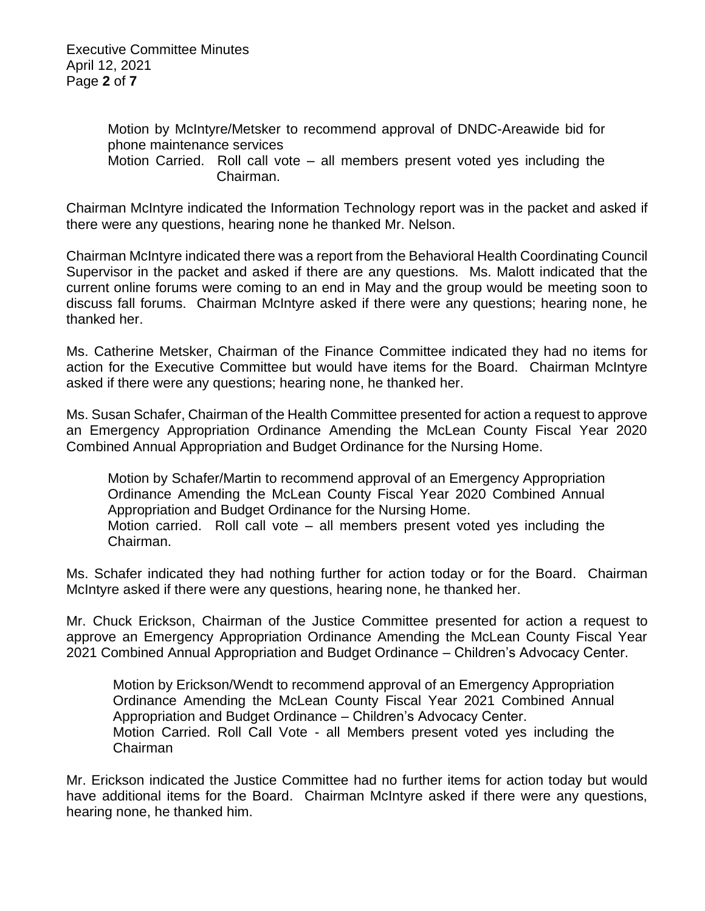Motion by McIntyre/Metsker to recommend approval of DNDC-Areawide bid for phone maintenance services
Motion Carried. Roll call vote – all members present voted yes including the Chairman.

Chairman McIntyre indicated the Information Technology report was in the packet and asked if there were any questions, hearing none he thanked Mr. Nelson.

Chairman McIntyre indicated there was a report from the Behavioral Health Coordinating Council Supervisor in the packet and asked if there are any questions. Ms. Malott indicated that the current online forums were coming to an end in May and the group would be meeting soon to discuss fall forums. Chairman McIntyre asked if there were any questions; hearing none, he thanked her.

Ms. Catherine Metsker, Chairman of the Finance Committee indicated they had no items for action for the Executive Committee but would have items for the Board. Chairman McIntyre asked if there were any questions; hearing none, he thanked her.

Ms. Susan Schafer, Chairman of the Health Committee presented for action a request to approve an Emergency Appropriation Ordinance Amending the McLean County Fiscal Year 2020 Combined Annual Appropriation and Budget Ordinance for the Nursing Home.

Motion by Schafer/Martin to recommend approval of an Emergency Appropriation Ordinance Amending the McLean County Fiscal Year 2020 Combined Annual Appropriation and Budget Ordinance for the Nursing Home.
Motion carried. Roll call vote – all members present voted yes including the Chairman.

Ms. Schafer indicated they had nothing further for action today or for the Board. Chairman McIntyre asked if there were any questions, hearing none, he thanked her.

Mr. Chuck Erickson, Chairman of the Justice Committee presented for action a request to approve an Emergency Appropriation Ordinance Amending the McLean County Fiscal Year 2021 Combined Annual Appropriation and Budget Ordinance – Children's Advocacy Center.

Motion by Erickson/Wendt to recommend approval of an Emergency Appropriation Ordinance Amending the McLean County Fiscal Year 2021 Combined Annual Appropriation and Budget Ordinance – Children's Advocacy Center.
Motion Carried. Roll Call Vote - all Members present voted yes including the Chairman

Mr. Erickson indicated the Justice Committee had no further items for action today but would have additional items for the Board. Chairman McIntyre asked if there were any questions, hearing none, he thanked him.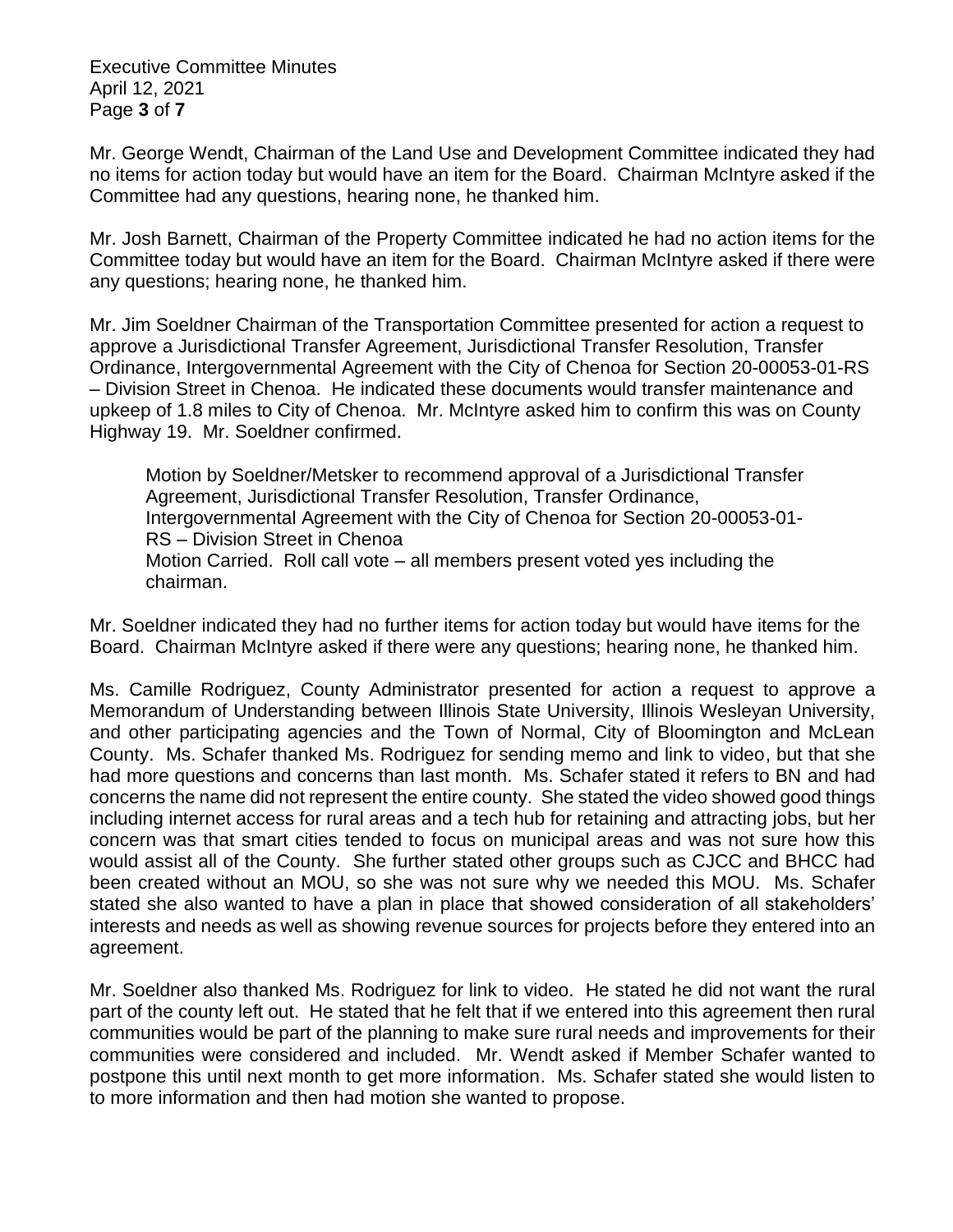Mr. George Wendt, Chairman of the Land Use and Development Committee indicated they had no items for action today but would have an item for the Board. Chairman McIntyre asked if the Committee had any questions, hearing none, he thanked him.

Mr. Josh Barnett, Chairman of the Property Committee indicated he had no action items for the Committee today but would have an item for the Board. Chairman McIntyre asked if there were any questions; hearing none, he thanked him.

Mr. Jim Soeldner Chairman of the Transportation Committee presented for action a request to approve a Jurisdictional Transfer Agreement, Jurisdictional Transfer Resolution, Transfer Ordinance, Intergovernmental Agreement with the City of Chenoa for Section 20-00053-01-RS – Division Street in Chenoa. He indicated these documents would transfer maintenance and upkeep of 1.8 miles to City of Chenoa. Mr. McIntyre asked him to confirm this was on County Highway 19. Mr. Soeldner confirmed.

> Motion by Soeldner/Metsker to recommend approval of a Jurisdictional Transfer Agreement, Jurisdictional Transfer Resolution, Transfer Ordinance, Intergovernmental Agreement with the City of Chenoa for Section 20-00053-01-RS – Division Street in Chenoa
> Motion Carried. Roll call vote – all members present voted yes including the chairman.

Mr. Soeldner indicated they had no further items for action today but would have items for the Board. Chairman McIntyre asked if there were any questions; hearing none, he thanked him.

Ms. Camille Rodriguez, County Administrator presented for action a request to approve a Memorandum of Understanding between Illinois State University, Illinois Wesleyan University, and other participating agencies and the Town of Normal, City of Bloomington and McLean County. Ms. Schafer thanked Ms. Rodriguez for sending memo and link to video, but that she had more questions and concerns than last month. Ms. Schafer stated it refers to BN and had concerns the name did not represent the entire county. She stated the video showed good things including internet access for rural areas and a tech hub for retaining and attracting jobs, but her concern was that smart cities tended to focus on municipal areas and was not sure how this would assist all of the County. She further stated other groups such as CJCC and BHCC had been created without an MOU, so she was not sure why we needed this MOU. Ms. Schafer stated she also wanted to have a plan in place that showed consideration of all stakeholders' interests and needs as well as showing revenue sources for projects before they entered into an agreement.

Mr. Soeldner also thanked Ms. Rodriguez for link to video. He stated he did not want the rural part of the county left out. He stated that he felt that if we entered into this agreement then rural communities would be part of the planning to make sure rural needs and improvements for their communities were considered and included. Mr. Wendt asked if Member Schafer wanted to postpone this until next month to get more information. Ms. Schafer stated she would listen to to more information and then had motion she wanted to propose.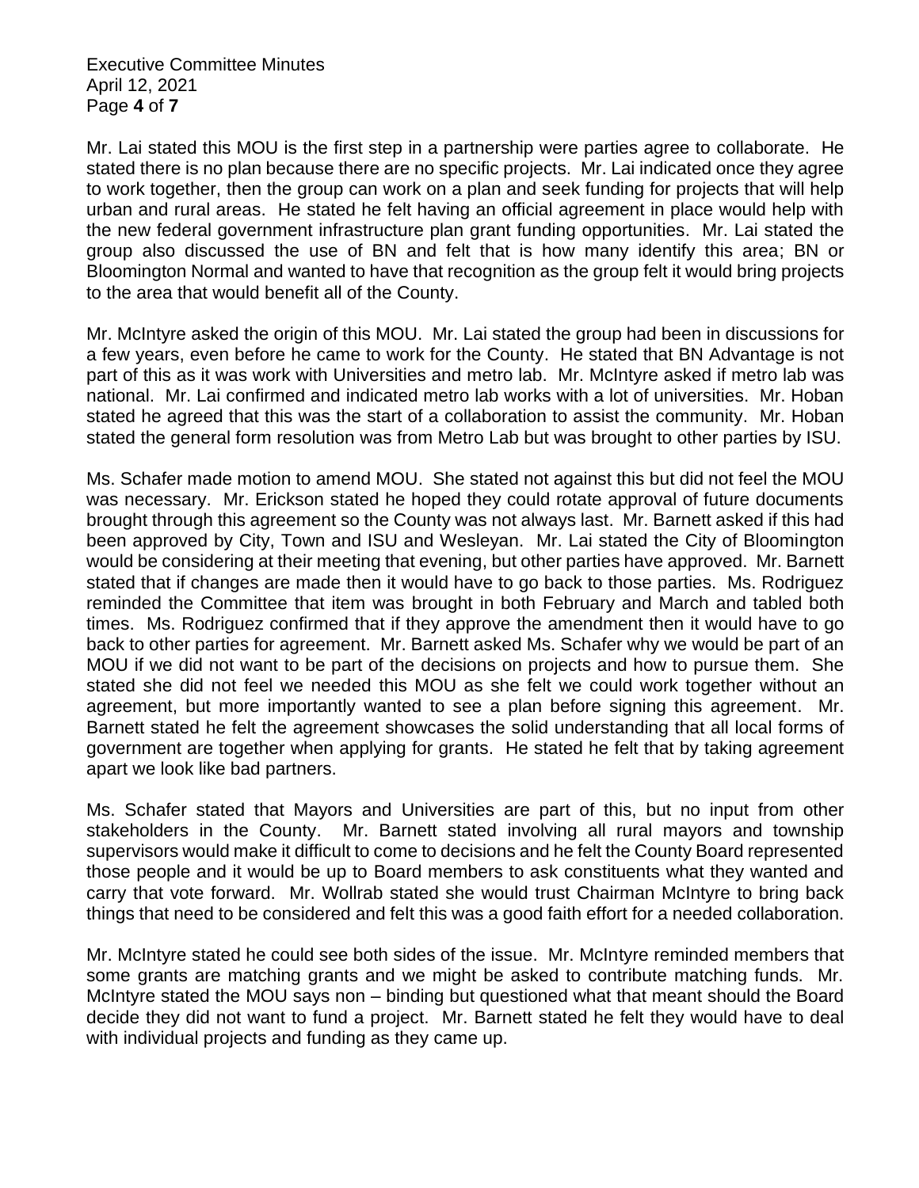Mr. Lai stated this MOU is the first step in a partnership were parties agree to collaborate. He stated there is no plan because there are no specific projects. Mr. Lai indicated once they agree to work together, then the group can work on a plan and seek funding for projects that will help urban and rural areas. He stated he felt having an official agreement in place would help with the new federal government infrastructure plan grant funding opportunities. Mr. Lai stated the group also discussed the use of BN and felt that is how many identify this area; BN or Bloomington Normal and wanted to have that recognition as the group felt it would bring projects to the area that would benefit all of the County.

Mr. McIntyre asked the origin of this MOU. Mr. Lai stated the group had been in discussions for a few years, even before he came to work for the County. He stated that BN Advantage is not part of this as it was work with Universities and metro lab. Mr. McIntyre asked if metro lab was national. Mr. Lai confirmed and indicated metro lab works with a lot of universities. Mr. Hoban stated he agreed that this was the start of a collaboration to assist the community. Mr. Hoban stated the general form resolution was from Metro Lab but was brought to other parties by ISU.

Ms. Schafer made motion to amend MOU. She stated not against this but did not feel the MOU was necessary. Mr. Erickson stated he hoped they could rotate approval of future documents brought through this agreement so the County was not always last. Mr. Barnett asked if this had been approved by City, Town and ISU and Wesleyan. Mr. Lai stated the City of Bloomington would be considering at their meeting that evening, but other parties have approved. Mr. Barnett stated that if changes are made then it would have to go back to those parties. Ms. Rodriguez reminded the Committee that item was brought in both February and March and tabled both times. Ms. Rodriguez confirmed that if they approve the amendment then it would have to go back to other parties for agreement. Mr. Barnett asked Ms. Schafer why we would be part of an MOU if we did not want to be part of the decisions on projects and how to pursue them. She stated she did not feel we needed this MOU as she felt we could work together without an agreement, but more importantly wanted to see a plan before signing this agreement. Mr. Barnett stated he felt the agreement showcases the solid understanding that all local forms of government are together when applying for grants. He stated he felt that by taking agreement apart we look like bad partners.

Ms. Schafer stated that Mayors and Universities are part of this, but no input from other stakeholders in the County. Mr. Barnett stated involving all rural mayors and township supervisors would make it difficult to come to decisions and he felt the County Board represented those people and it would be up to Board members to ask constituents what they wanted and carry that vote forward. Mr. Wollrab stated she would trust Chairman McIntyre to bring back things that need to be considered and felt this was a good faith effort for a needed collaboration.

Mr. McIntyre stated he could see both sides of the issue. Mr. McIntyre reminded members that some grants are matching grants and we might be asked to contribute matching funds. Mr. McIntyre stated the MOU says non – binding but questioned what that meant should the Board decide they did not want to fund a project. Mr. Barnett stated he felt they would have to deal with individual projects and funding as they came up.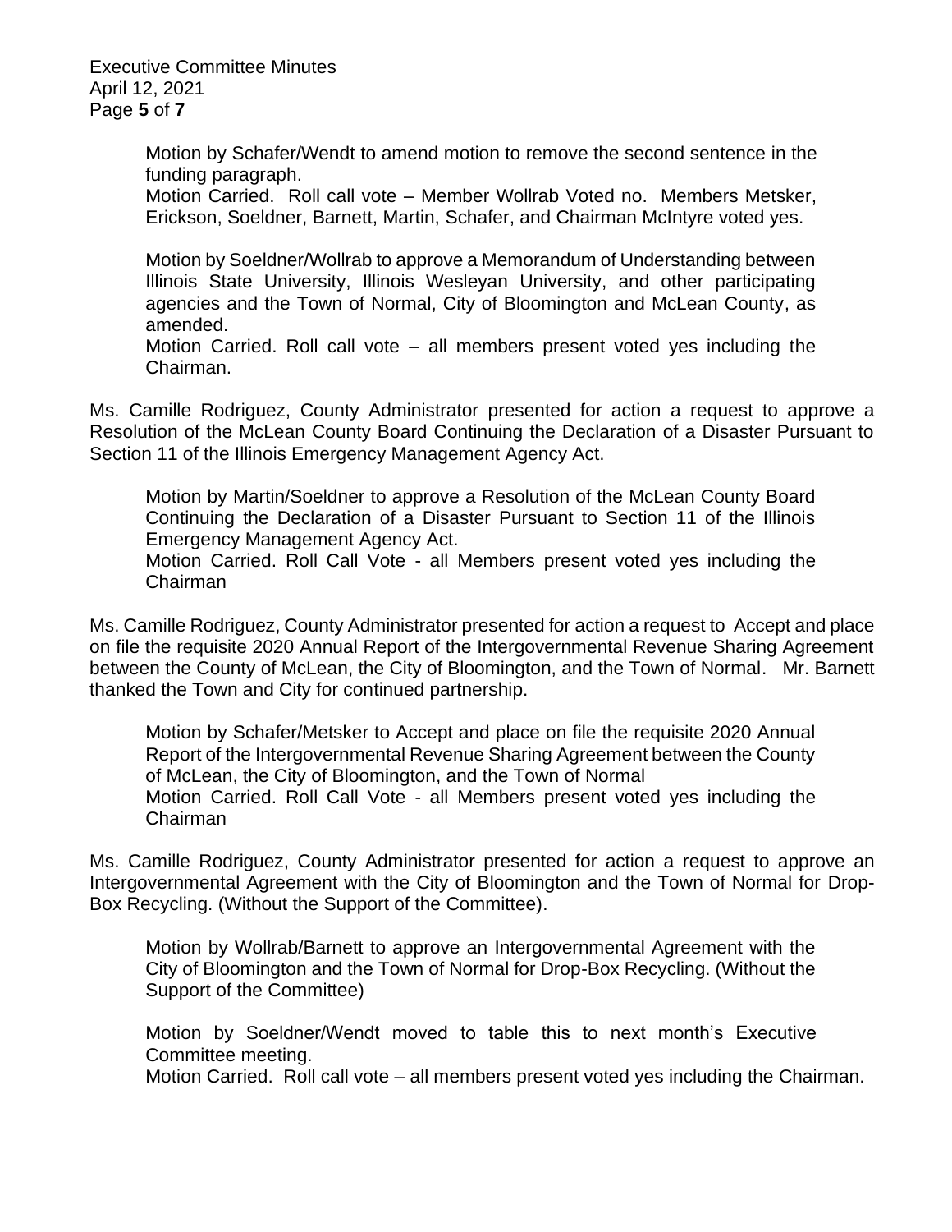Motion by Schafer/Wendt to amend motion to remove the second sentence in the funding paragraph.
Motion Carried. Roll call vote – Member Wollrab Voted no. Members Metsker, Erickson, Soeldner, Barnett, Martin, Schafer, and Chairman McIntyre voted yes.

Motion by Soeldner/Wollrab to approve a Memorandum of Understanding between Illinois State University, Illinois Wesleyan University, and other participating agencies and the Town of Normal, City of Bloomington and McLean County, as amended.
Motion Carried. Roll call vote – all members present voted yes including the Chairman.

Ms. Camille Rodriguez, County Administrator presented for action a request to approve a Resolution of the McLean County Board Continuing the Declaration of a Disaster Pursuant to Section 11 of the Illinois Emergency Management Agency Act.

Motion by Martin/Soeldner to approve a Resolution of the McLean County Board Continuing the Declaration of a Disaster Pursuant to Section 11 of the Illinois Emergency Management Agency Act.
Motion Carried. Roll Call Vote - all Members present voted yes including the Chairman

Ms. Camille Rodriguez, County Administrator presented for action a request to Accept and place on file the requisite 2020 Annual Report of the Intergovernmental Revenue Sharing Agreement between the County of McLean, the City of Bloomington, and the Town of Normal. Mr. Barnett thanked the Town and City for continued partnership.

Motion by Schafer/Metsker to Accept and place on file the requisite 2020 Annual Report of the Intergovernmental Revenue Sharing Agreement between the County of McLean, the City of Bloomington, and the Town of Normal
Motion Carried. Roll Call Vote - all Members present voted yes including the Chairman

Ms. Camille Rodriguez, County Administrator presented for action a request to approve an Intergovernmental Agreement with the City of Bloomington and the Town of Normal for Drop-Box Recycling. (Without the Support of the Committee).

Motion by Wollrab/Barnett to approve an Intergovernmental Agreement with the City of Bloomington and the Town of Normal for Drop-Box Recycling. (Without the Support of the Committee)

Motion by Soeldner/Wendt moved to table this to next month's Executive Committee meeting.
Motion Carried. Roll call vote – all members present voted yes including the Chairman.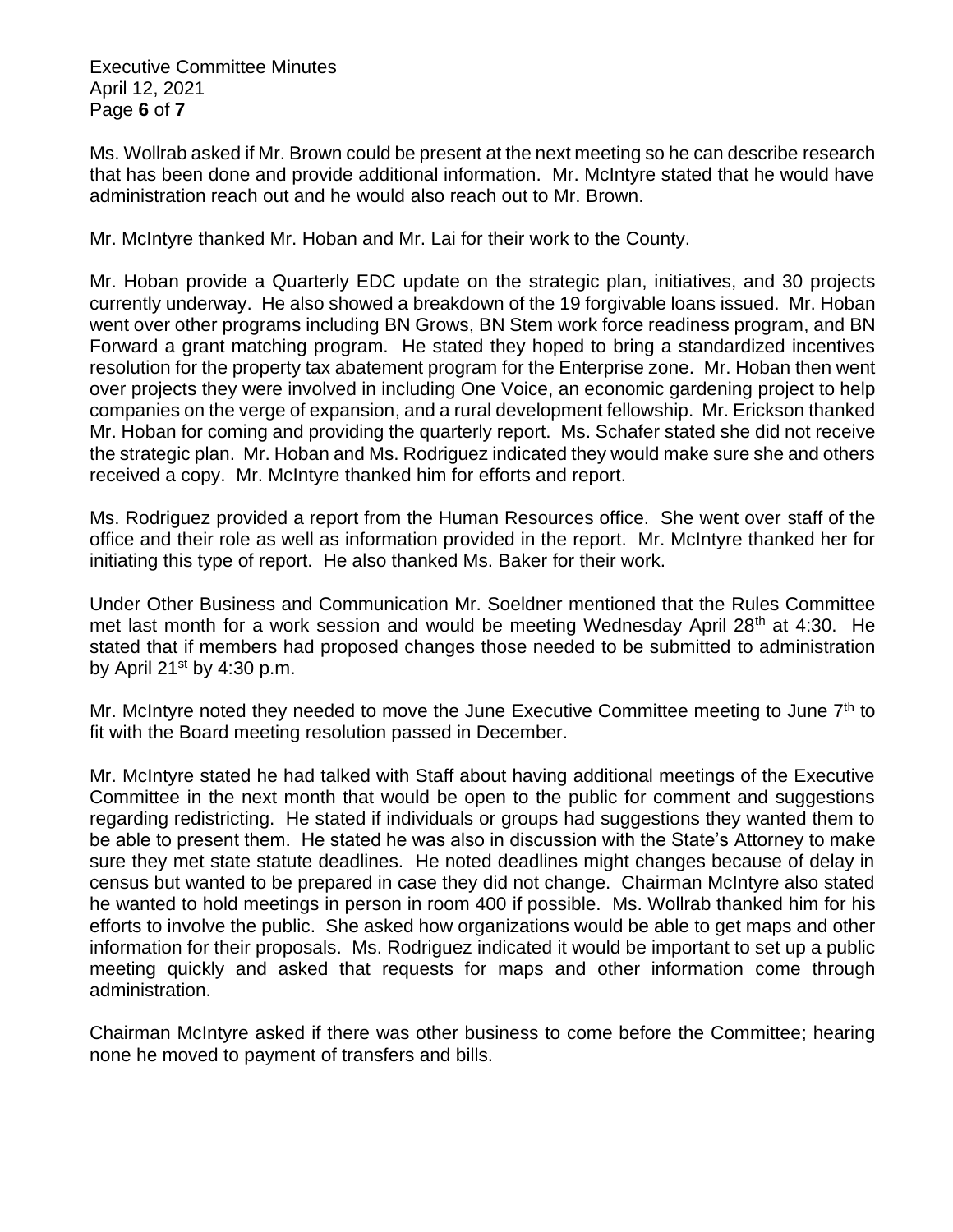Ms. Wollrab asked if Mr. Brown could be present at the next meeting so he can describe research that has been done and provide additional information. Mr. McIntyre stated that he would have administration reach out and he would also reach out to Mr. Brown.

Mr. McIntyre thanked Mr. Hoban and Mr. Lai for their work to the County.

Mr. Hoban provide a Quarterly EDC update on the strategic plan, initiatives, and 30 projects currently underway. He also showed a breakdown of the 19 forgivable loans issued. Mr. Hoban went over other programs including BN Grows, BN Stem work force readiness program, and BN Forward a grant matching program. He stated they hoped to bring a standardized incentives resolution for the property tax abatement program for the Enterprise zone. Mr. Hoban then went over projects they were involved in including One Voice, an economic gardening project to help companies on the verge of expansion, and a rural development fellowship. Mr. Erickson thanked Mr. Hoban for coming and providing the quarterly report. Ms. Schafer stated she did not receive the strategic plan. Mr. Hoban and Ms. Rodriguez indicated they would make sure she and others received a copy. Mr. McIntyre thanked him for efforts and report.

Ms. Rodriguez provided a report from the Human Resources office. She went over staff of the office and their role as well as information provided in the report. Mr. McIntyre thanked her for initiating this type of report. He also thanked Ms. Baker for their work.

Under Other Business and Communication Mr. Soeldner mentioned that the Rules Committee met last month for a work session and would be meeting Wednesday April 28th at 4:30. He stated that if members had proposed changes those needed to be submitted to administration by April 21st by 4:30 p.m.

Mr. McIntyre noted they needed to move the June Executive Committee meeting to June 7th to fit with the Board meeting resolution passed in December.

Mr. McIntyre stated he had talked with Staff about having additional meetings of the Executive Committee in the next month that would be open to the public for comment and suggestions regarding redistricting. He stated if individuals or groups had suggestions they wanted them to be able to present them. He stated he was also in discussion with the State's Attorney to make sure they met state statute deadlines. He noted deadlines might changes because of delay in census but wanted to be prepared in case they did not change. Chairman McIntyre also stated he wanted to hold meetings in person in room 400 if possible. Ms. Wollrab thanked him for his efforts to involve the public. She asked how organizations would be able to get maps and other information for their proposals. Ms. Rodriguez indicated it would be important to set up a public meeting quickly and asked that requests for maps and other information come through administration.

Chairman McIntyre asked if there was other business to come before the Committee; hearing none he moved to payment of transfers and bills.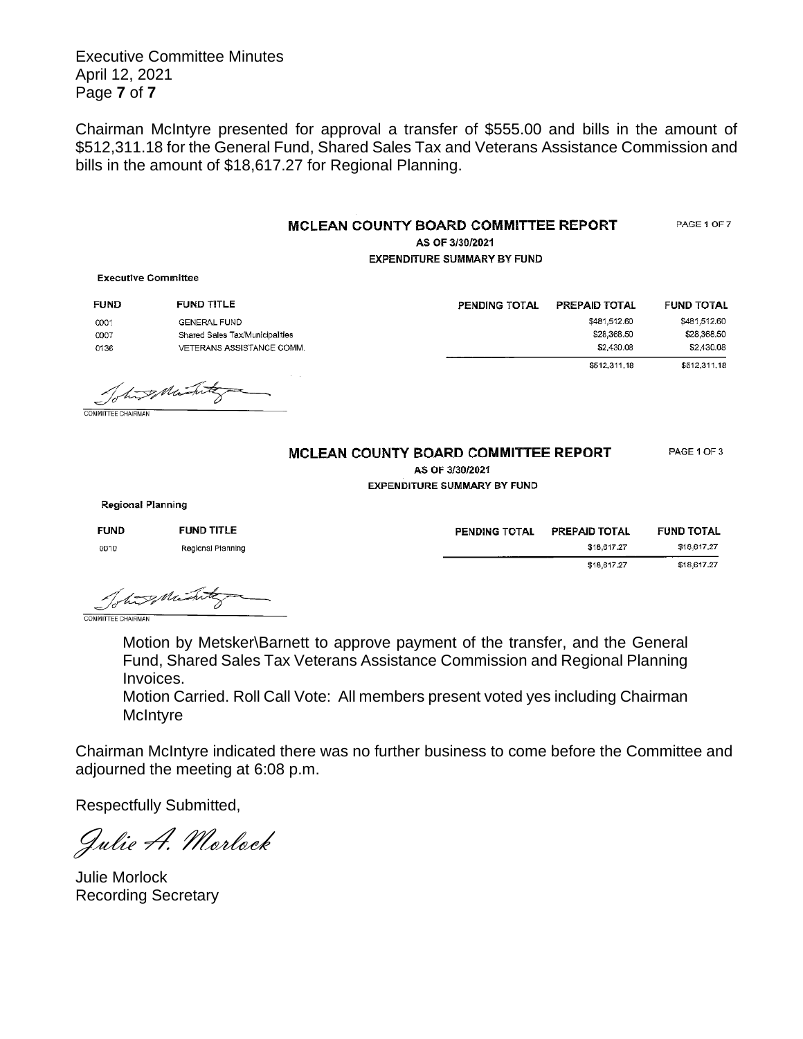Chairman McIntyre presented for approval a transfer of $555.00 and bills in the amount of $512,311.18 for the General Fund, Shared Sales Tax and Veterans Assistance Commission and bills in the amount of $18,617.27 for Regional Planning.

**MCLEAN COUNTY BOARD COMMITTEE REPORT** PAGE 1 OF 7

AS OF 3/30/2021

EXPENDITURE SUMMARY BY FUND

**Executive Committee**

| FUND | FUND TITLE | PENDING TOTAL | PREPAID TOTAL | FUND TOTAL |
|---|---|---|---|---|
| 0001 | GENERAL FUND | | $481,512.60 | $481,512.60 |
| 0007 | Shared Sales Tax/Municipalities | | $28,368.50 | $28,368.50 |
| 0136 | VETERANS ASSISTANCE COMM. | | $2,430.08 | $2,430.08 |
| | | | $512,311.18 | $512,311.18 |

John McIntyre

COMMITTEE CHAIRMAN

**MCLEAN COUNTY BOARD COMMITTEE REPORT** PAGE 1 OF 3

AS OF 3/30/2021

EXPENDITURE SUMMARY BY FUND

**Regional Planning**

| FUND | FUND TITLE | PENDING TOTAL | PREPAID TOTAL | FUND TOTAL |
|---|---|---|---|---|
| 0010 | Regional Planning | | $18,617.27 | $18,617.27 |
| | | | $18,617.27 | $18,617.27 |

John McIntyre

COMMITTEE CHAIRMAN

Motion by Metsker\Barnett to approve payment of the transfer, and the General Fund, Shared Sales Tax Veterans Assistance Commission and Regional Planning Invoices.
Motion Carried. Roll Call Vote: All members present voted yes including Chairman McIntyre

Chairman McIntyre indicated there was no further business to come before the Committee and adjourned the meeting at 6:08 p.m.

Respectfully Submitted,

Julie A. Morlock

Julie Morlock
Recording Secretary